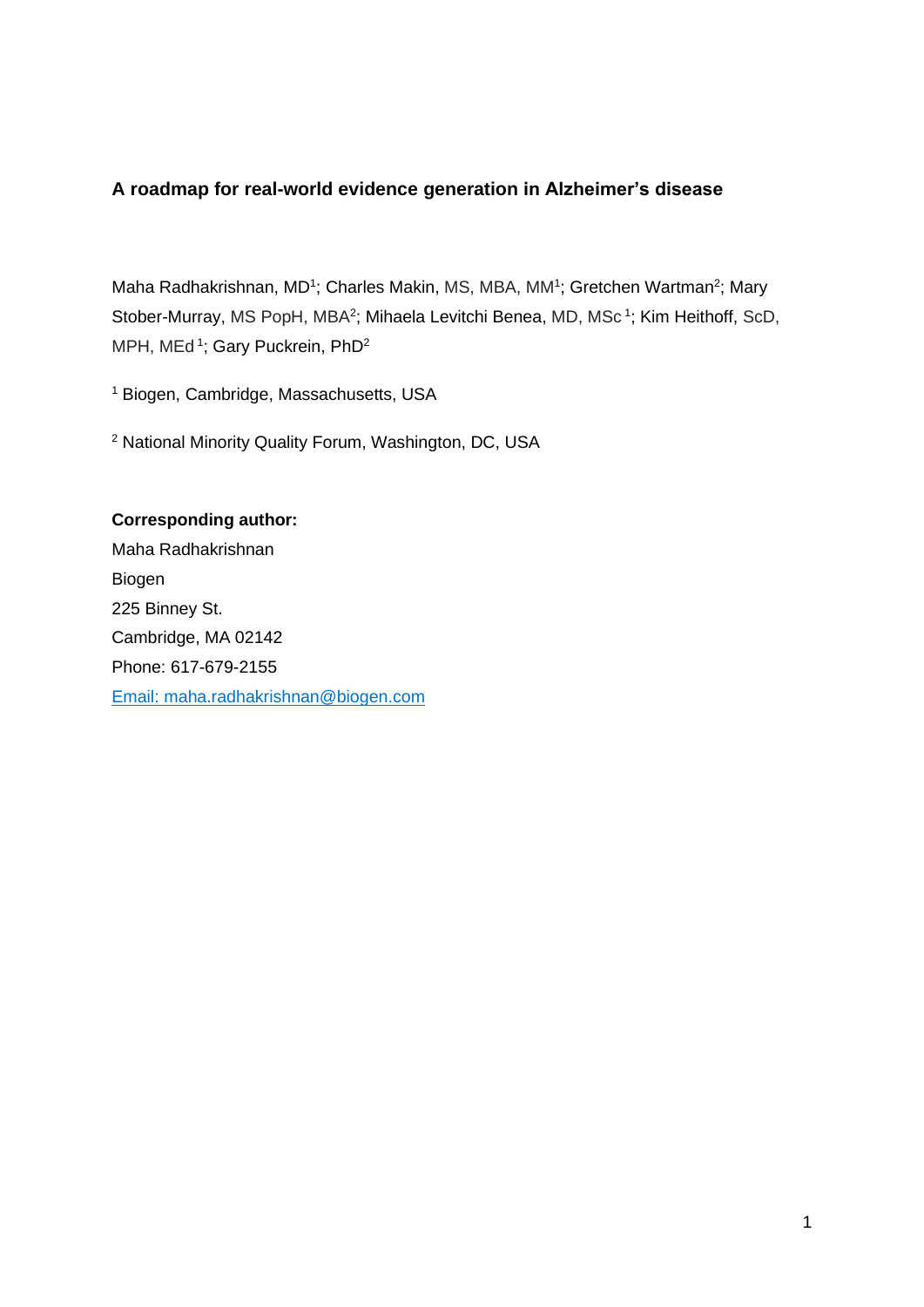# A roadmap for real-world evidence generation in Alzheimer's disease

Maha Radhakrishnan, MD[1]; Charles Makin, MS, MBA, MM[1]; Gretchen Wartman[2]; Mary Stober-Murray, MS PopH, MBA[2]; Mihaela Levitchi Benea, MD, MSc[1]; Kim Heithoff, ScD, MPH, MEd[1]; Gary Puckrein, PhD[2]

[1] Biogen, Cambridge, Massachusetts, USA

[2] National Minority Quality Forum, Washington, DC, USA

**Corresponding author:**
Maha Radhakrishnan
Biogen
225 Binney St.
Cambridge, MA 02142
Phone: 617-679-2155
Email: maha.radhakrishnan@biogen.com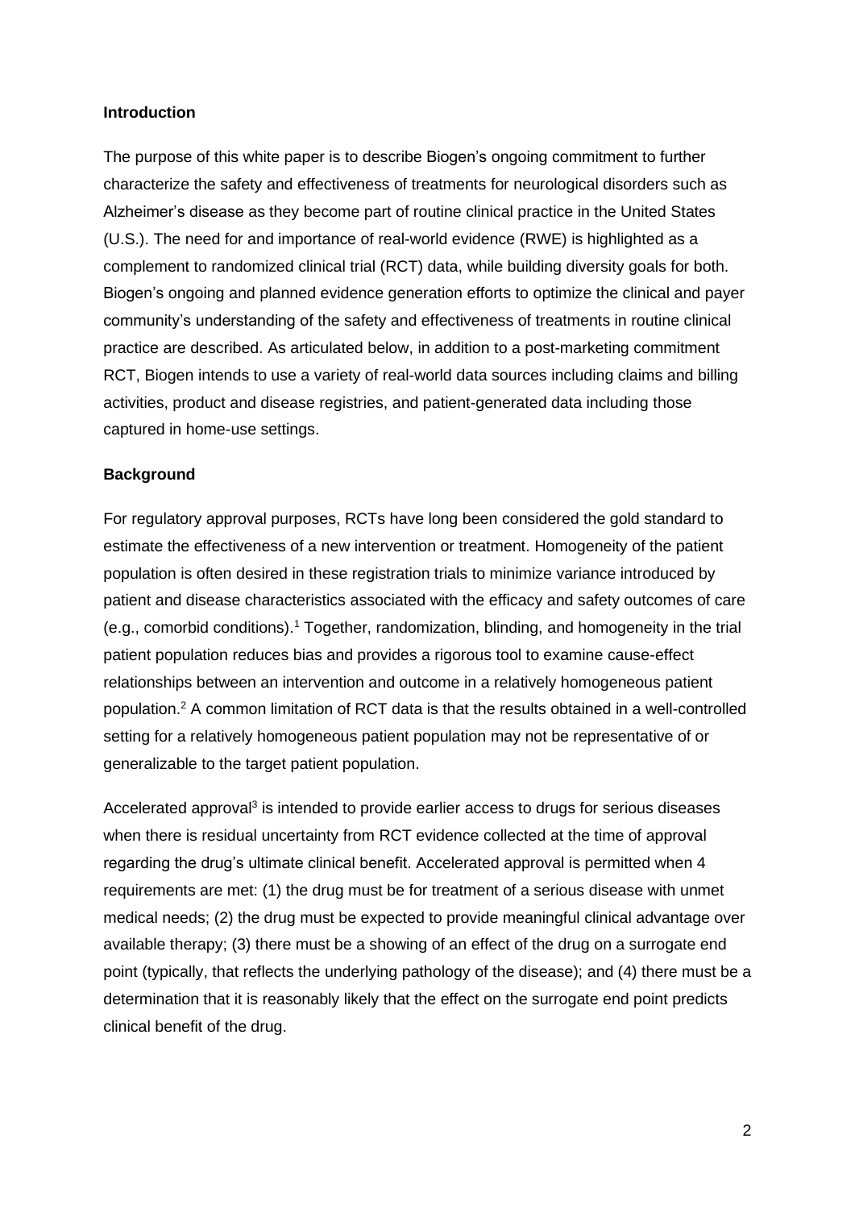**Introduction**

The purpose of this white paper is to describe Biogen's ongoing commitment to further characterize the safety and effectiveness of treatments for neurological disorders such as Alzheimer's disease as they become part of routine clinical practice in the United States (U.S.). The need for and importance of real-world evidence (RWE) is highlighted as a complement to randomized clinical trial (RCT) data, while building diversity goals for both. Biogen's ongoing and planned evidence generation efforts to optimize the clinical and payer community's understanding of the safety and effectiveness of treatments in routine clinical practice are described. As articulated below, in addition to a post-marketing commitment RCT, Biogen intends to use a variety of real-world data sources including claims and billing activities, product and disease registries, and patient-generated data including those captured in home-use settings.

**Background**

For regulatory approval purposes, RCTs have long been considered the gold standard to estimate the effectiveness of a new intervention or treatment. Homogeneity of the patient population is often desired in these registration trials to minimize variance introduced by patient and disease characteristics associated with the efficacy and safety outcomes of care (e.g., comorbid conditions).[1] Together, randomization, blinding, and homogeneity in the trial patient population reduces bias and provides a rigorous tool to examine cause-effect relationships between an intervention and outcome in a relatively homogeneous patient population.[2] A common limitation of RCT data is that the results obtained in a well-controlled setting for a relatively homogeneous patient population may not be representative of or generalizable to the target patient population.

Accelerated approval[3] is intended to provide earlier access to drugs for serious diseases when there is residual uncertainty from RCT evidence collected at the time of approval regarding the drug's ultimate clinical benefit. Accelerated approval is permitted when 4 requirements are met: (1) the drug must be for treatment of a serious disease with unmet medical needs; (2) the drug must be expected to provide meaningful clinical advantage over available therapy; (3) there must be a showing of an effect of the drug on a surrogate end point (typically, that reflects the underlying pathology of the disease); and (4) there must be a determination that it is reasonably likely that the effect on the surrogate end point predicts clinical benefit of the drug.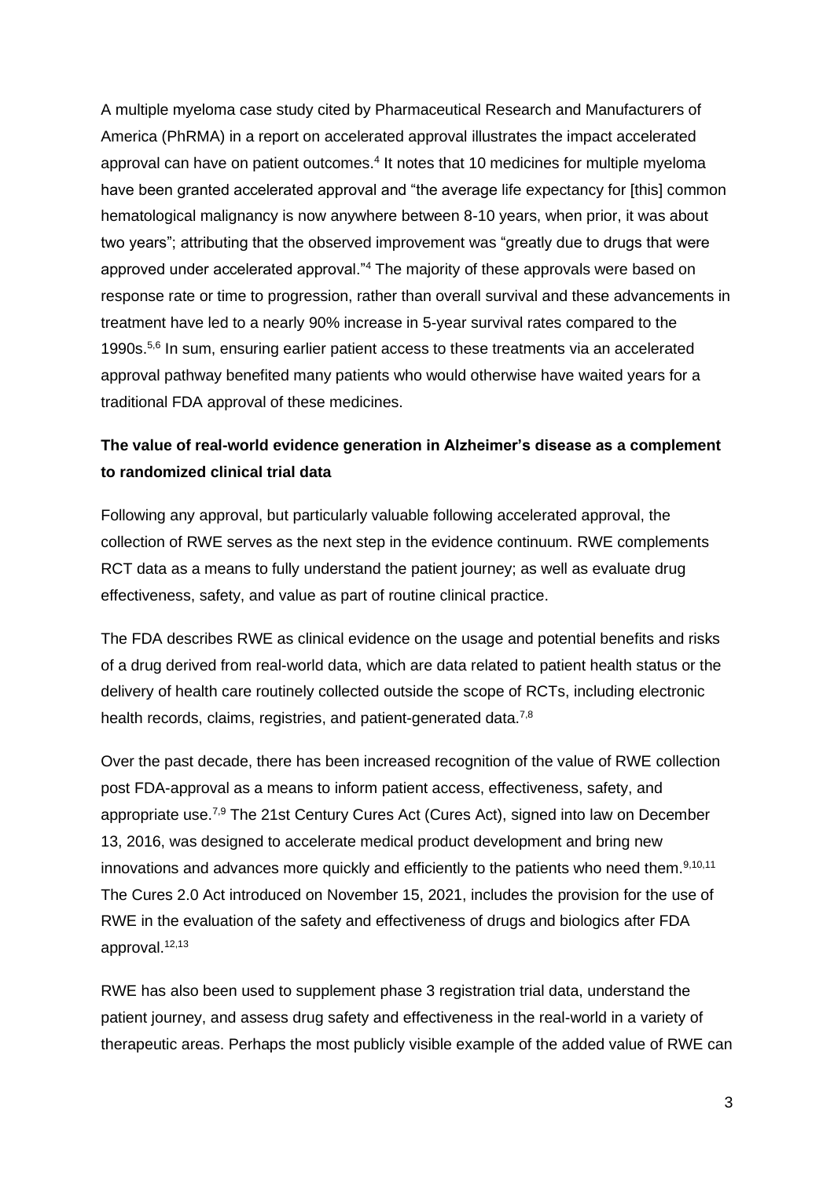A multiple myeloma case study cited by Pharmaceutical Research and Manufacturers of America (PhRMA) in a report on accelerated approval illustrates the impact accelerated approval can have on patient outcomes.[4] It notes that 10 medicines for multiple myeloma have been granted accelerated approval and "the average life expectancy for [this] common hematological malignancy is now anywhere between 8-10 years, when prior, it was about two years"; attributing that the observed improvement was "greatly due to drugs that were approved under accelerated approval."[4] The majority of these approvals were based on response rate or time to progression, rather than overall survival and these advancements in treatment have led to a nearly 90% increase in 5-year survival rates compared to the 1990s.[5,6] In sum, ensuring earlier patient access to these treatments via an accelerated approval pathway benefited many patients who would otherwise have waited years for a traditional FDA approval of these medicines.

## The value of real-world evidence generation in Alzheimer's disease as a complement to randomized clinical trial data

Following any approval, but particularly valuable following accelerated approval, the collection of RWE serves as the next step in the evidence continuum. RWE complements RCT data as a means to fully understand the patient journey; as well as evaluate drug effectiveness, safety, and value as part of routine clinical practice.

The FDA describes RWE as clinical evidence on the usage and potential benefits and risks of a drug derived from real-world data, which are data related to patient health status or the delivery of health care routinely collected outside the scope of RCTs, including electronic health records, claims, registries, and patient-generated data.[7,8]

Over the past decade, there has been increased recognition of the value of RWE collection post FDA-approval as a means to inform patient access, effectiveness, safety, and appropriate use.[7,9] The 21st Century Cures Act (Cures Act), signed into law on December 13, 2016, was designed to accelerate medical product development and bring new innovations and advances more quickly and efficiently to the patients who need them.[9,10,11] The Cures 2.0 Act introduced on November 15, 2021, includes the provision for the use of RWE in the evaluation of the safety and effectiveness of drugs and biologics after FDA approval.[12,13]

RWE has also been used to supplement phase 3 registration trial data, understand the patient journey, and assess drug safety and effectiveness in the real-world in a variety of therapeutic areas. Perhaps the most publicly visible example of the added value of RWE can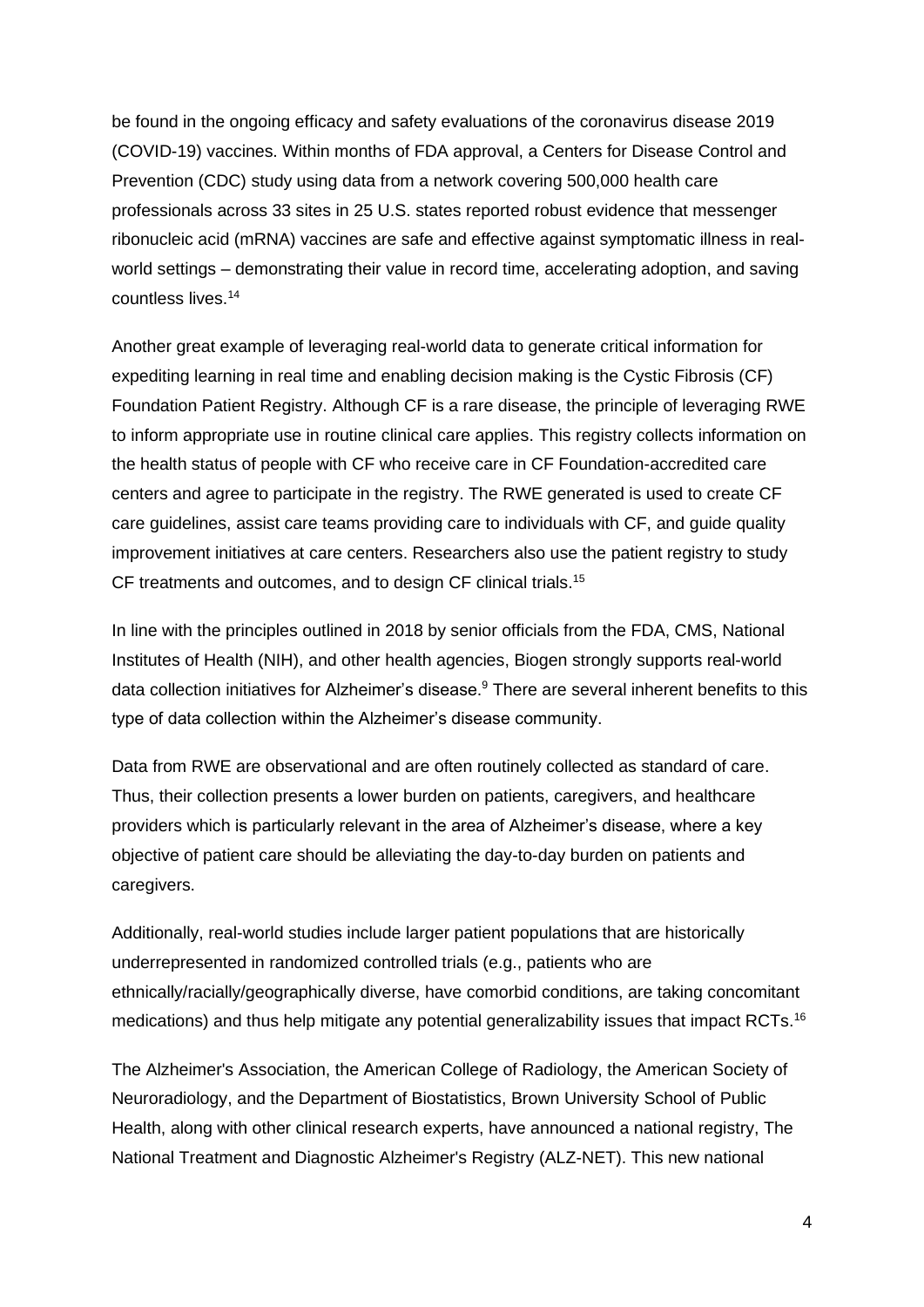be found in the ongoing efficacy and safety evaluations of the coronavirus disease 2019 (COVID-19) vaccines. Within months of FDA approval, a Centers for Disease Control and Prevention (CDC) study using data from a network covering 500,000 health care professionals across 33 sites in 25 U.S. states reported robust evidence that messenger ribonucleic acid (mRNA) vaccines are safe and effective against symptomatic illness in real-world settings – demonstrating their value in record time, accelerating adoption, and saving countless lives.[14]

Another great example of leveraging real-world data to generate critical information for expediting learning in real time and enabling decision making is the Cystic Fibrosis (CF) Foundation Patient Registry. Although CF is a rare disease, the principle of leveraging RWE to inform appropriate use in routine clinical care applies. This registry collects information on the health status of people with CF who receive care in CF Foundation-accredited care centers and agree to participate in the registry. The RWE generated is used to create CF care guidelines, assist care teams providing care to individuals with CF, and guide quality improvement initiatives at care centers. Researchers also use the patient registry to study CF treatments and outcomes, and to design CF clinical trials.[15]

In line with the principles outlined in 2018 by senior officials from the FDA, CMS, National Institutes of Health (NIH), and other health agencies, Biogen strongly supports real-world data collection initiatives for Alzheimer's disease.[9] There are several inherent benefits to this type of data collection within the Alzheimer's disease community.

Data from RWE are observational and are often routinely collected as standard of care. Thus, their collection presents a lower burden on patients, caregivers, and healthcare providers which is particularly relevant in the area of Alzheimer's disease, where a key objective of patient care should be alleviating the day-to-day burden on patients and caregivers.

Additionally, real-world studies include larger patient populations that are historically underrepresented in randomized controlled trials (e.g., patients who are ethnically/racially/geographically diverse, have comorbid conditions, are taking concomitant medications) and thus help mitigate any potential generalizability issues that impact RCTs.[16]

The Alzheimer's Association, the American College of Radiology, the American Society of Neuroradiology, and the Department of Biostatistics, Brown University School of Public Health, along with other clinical research experts, have announced a national registry, The National Treatment and Diagnostic Alzheimer's Registry (ALZ-NET). This new national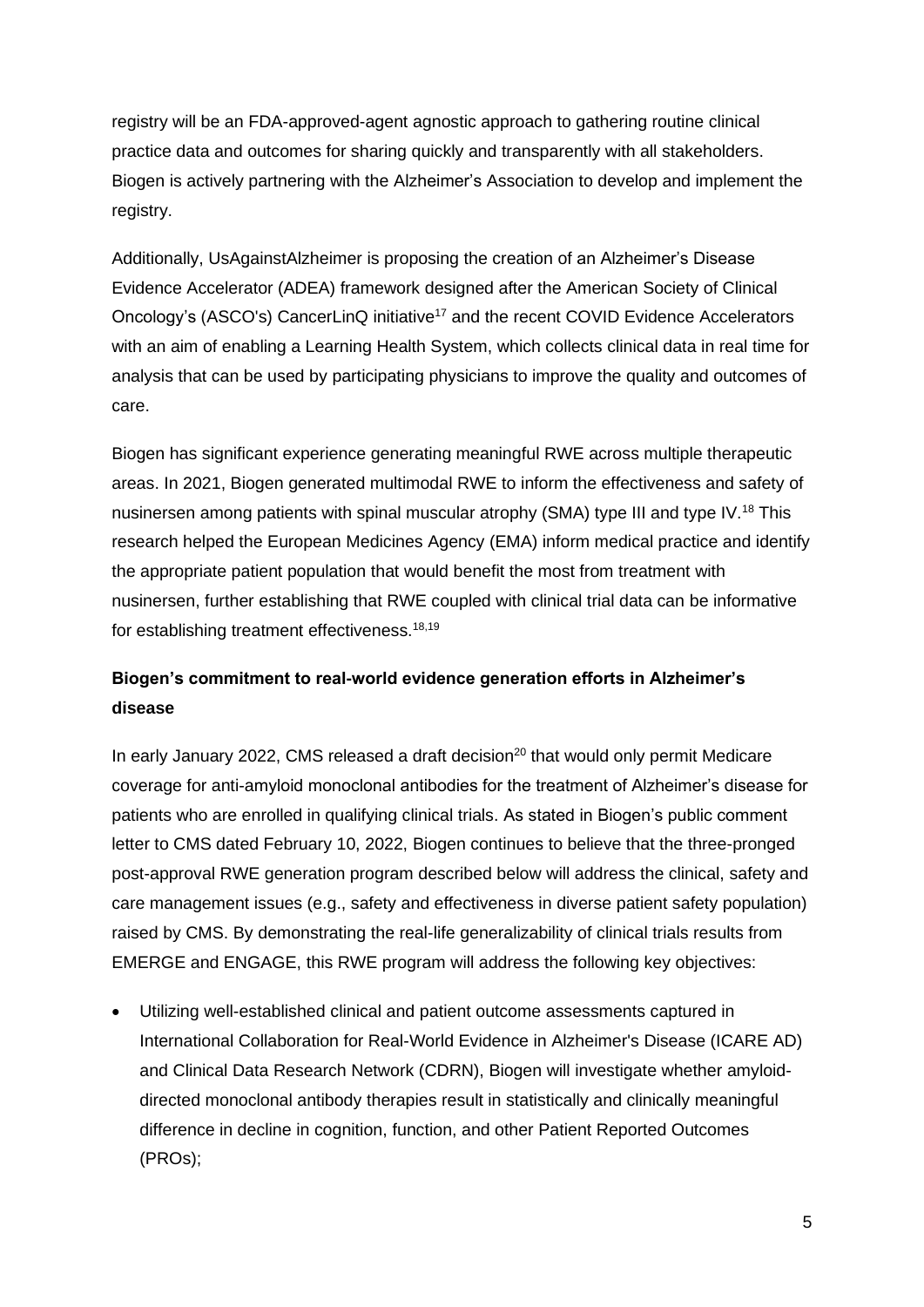registry will be an FDA-approved-agent agnostic approach to gathering routine clinical practice data and outcomes for sharing quickly and transparently with all stakeholders. Biogen is actively partnering with the Alzheimer's Association to develop and implement the registry.

Additionally, UsAgainstAlzheimer is proposing the creation of an Alzheimer's Disease Evidence Accelerator (ADEA) framework designed after the American Society of Clinical Oncology's (ASCO's) CancerLinQ initiative[17] and the recent COVID Evidence Accelerators with an aim of enabling a Learning Health System, which collects clinical data in real time for analysis that can be used by participating physicians to improve the quality and outcomes of care.

Biogen has significant experience generating meaningful RWE across multiple therapeutic areas. In 2021, Biogen generated multimodal RWE to inform the effectiveness and safety of nusinersen among patients with spinal muscular atrophy (SMA) type III and type IV.[18] This research helped the European Medicines Agency (EMA) inform medical practice and identify the appropriate patient population that would benefit the most from treatment with nusinersen, further establishing that RWE coupled with clinical trial data can be informative for establishing treatment effectiveness.[18,19]

**Biogen's commitment to real-world evidence generation efforts in Alzheimer's disease**

In early January 2022, CMS released a draft decision[20] that would only permit Medicare coverage for anti-amyloid monoclonal antibodies for the treatment of Alzheimer's disease for patients who are enrolled in qualifying clinical trials. As stated in Biogen's public comment letter to CMS dated February 10, 2022, Biogen continues to believe that the three-pronged post-approval RWE generation program described below will address the clinical, safety and care management issues (e.g., safety and effectiveness in diverse patient safety population) raised by CMS. By demonstrating the real-life generalizability of clinical trials results from EMERGE and ENGAGE, this RWE program will address the following key objectives:

- Utilizing well-established clinical and patient outcome assessments captured in International Collaboration for Real-World Evidence in Alzheimer's Disease (ICARE AD) and Clinical Data Research Network (CDRN), Biogen will investigate whether amyloid-directed monoclonal antibody therapies result in statistically and clinically meaningful difference in decline in cognition, function, and other Patient Reported Outcomes (PROs);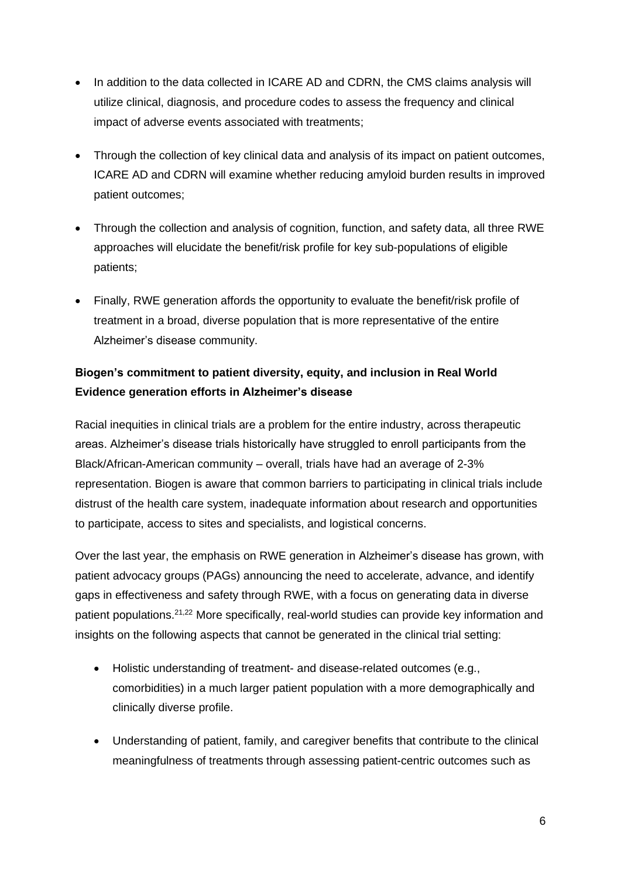- In addition to the data collected in ICARE AD and CDRN, the CMS claims analysis will utilize clinical, diagnosis, and procedure codes to assess the frequency and clinical impact of adverse events associated with treatments;

- Through the collection of key clinical data and analysis of its impact on patient outcomes, ICARE AD and CDRN will examine whether reducing amyloid burden results in improved patient outcomes;

- Through the collection and analysis of cognition, function, and safety data, all three RWE approaches will elucidate the benefit/risk profile for key sub-populations of eligible patients;

- Finally, RWE generation affords the opportunity to evaluate the benefit/risk profile of treatment in a broad, diverse population that is more representative of the entire Alzheimer's disease community.

**Biogen's commitment to patient diversity, equity, and inclusion in Real World Evidence generation efforts in Alzheimer's disease**

Racial inequities in clinical trials are a problem for the entire industry, across therapeutic areas. Alzheimer's disease trials historically have struggled to enroll participants from the Black/African-American community – overall, trials have had an average of 2-3% representation. Biogen is aware that common barriers to participating in clinical trials include distrust of the health care system, inadequate information about research and opportunities to participate, access to sites and specialists, and logistical concerns.

Over the last year, the emphasis on RWE generation in Alzheimer's disease has grown, with patient advocacy groups (PAGs) announcing the need to accelerate, advance, and identify gaps in effectiveness and safety through RWE, with a focus on generating data in diverse patient populations.[21,22] More specifically, real-world studies can provide key information and insights on the following aspects that cannot be generated in the clinical trial setting:

- Holistic understanding of treatment- and disease-related outcomes (e.g., comorbidities) in a much larger patient population with a more demographically and clinically diverse profile.

- Understanding of patient, family, and caregiver benefits that contribute to the clinical meaningfulness of treatments through assessing patient-centric outcomes such as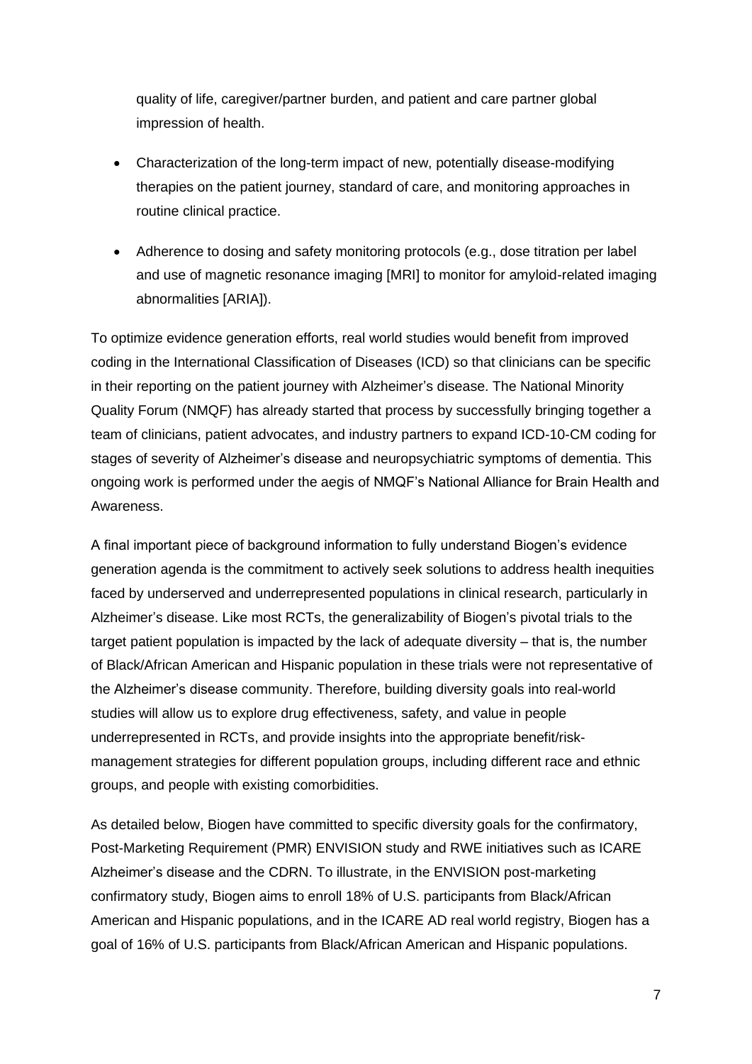quality of life, caregiver/partner burden, and patient and care partner global impression of health.

- Characterization of the long-term impact of new, potentially disease-modifying therapies on the patient journey, standard of care, and monitoring approaches in routine clinical practice.
- Adherence to dosing and safety monitoring protocols (e.g., dose titration per label and use of magnetic resonance imaging [MRI] to monitor for amyloid-related imaging abnormalities [ARIA]).

To optimize evidence generation efforts, real world studies would benefit from improved coding in the International Classification of Diseases (ICD) so that clinicians can be specific in their reporting on the patient journey with Alzheimer's disease. The National Minority Quality Forum (NMQF) has already started that process by successfully bringing together a team of clinicians, patient advocates, and industry partners to expand ICD-10-CM coding for stages of severity of Alzheimer's disease and neuropsychiatric symptoms of dementia. This ongoing work is performed under the aegis of NMQF's National Alliance for Brain Health and Awareness.

A final important piece of background information to fully understand Biogen's evidence generation agenda is the commitment to actively seek solutions to address health inequities faced by underserved and underrepresented populations in clinical research, particularly in Alzheimer's disease. Like most RCTs, the generalizability of Biogen's pivotal trials to the target patient population is impacted by the lack of adequate diversity – that is, the number of Black/African American and Hispanic population in these trials were not representative of the Alzheimer's disease community. Therefore, building diversity goals into real-world studies will allow us to explore drug effectiveness, safety, and value in people underrepresented in RCTs, and provide insights into the appropriate benefit/risk-management strategies for different population groups, including different race and ethnic groups, and people with existing comorbidities.

As detailed below, Biogen have committed to specific diversity goals for the confirmatory, Post-Marketing Requirement (PMR) ENVISION study and RWE initiatives such as ICARE Alzheimer's disease and the CDRN. To illustrate, in the ENVISION post-marketing confirmatory study, Biogen aims to enroll 18% of U.S. participants from Black/African American and Hispanic populations, and in the ICARE AD real world registry, Biogen has a goal of 16% of U.S. participants from Black/African American and Hispanic populations.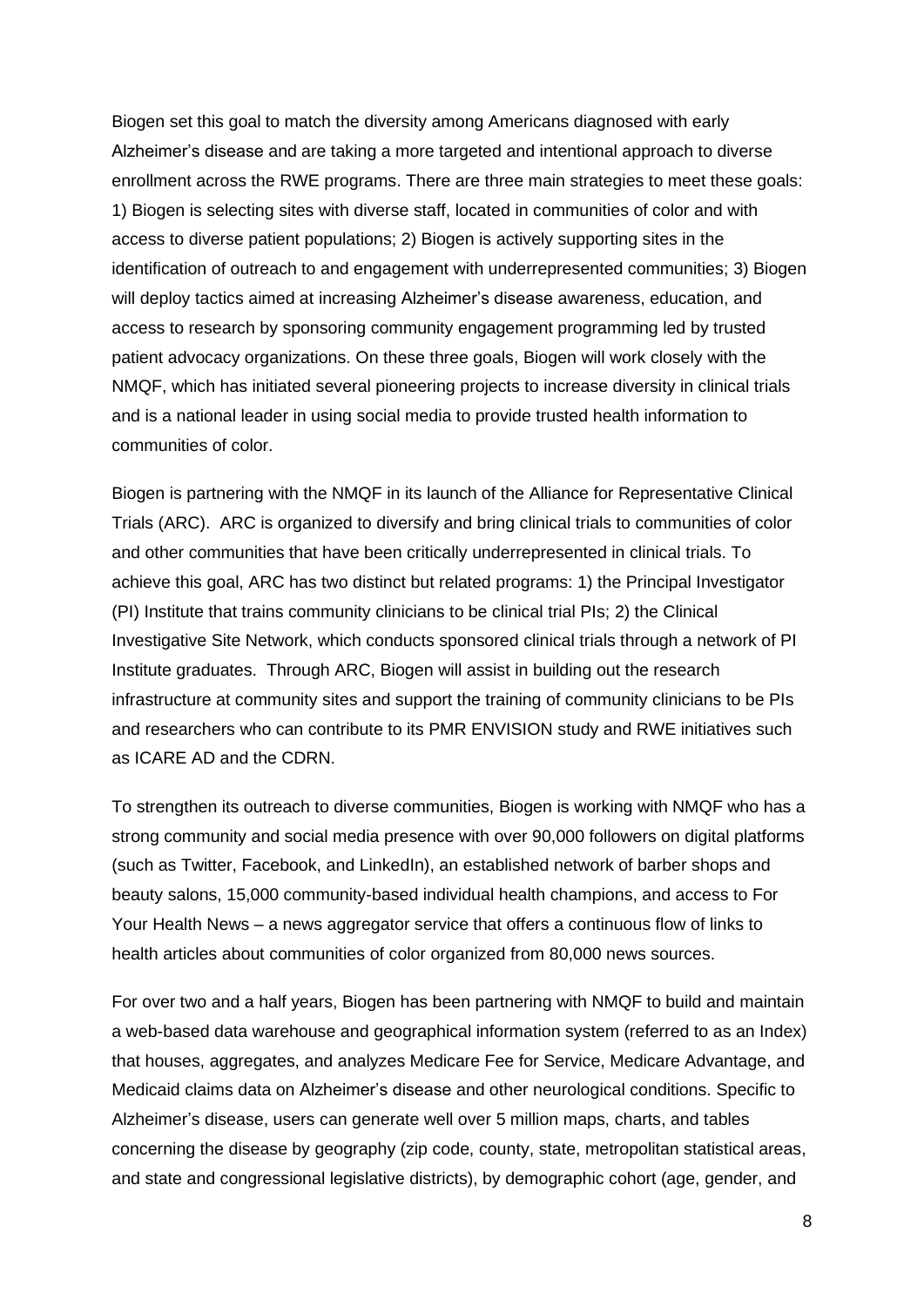Biogen set this goal to match the diversity among Americans diagnosed with early Alzheimer's disease and are taking a more targeted and intentional approach to diverse enrollment across the RWE programs. There are three main strategies to meet these goals: 1) Biogen is selecting sites with diverse staff, located in communities of color and with access to diverse patient populations; 2) Biogen is actively supporting sites in the identification of outreach to and engagement with underrepresented communities; 3) Biogen will deploy tactics aimed at increasing Alzheimer's disease awareness, education, and access to research by sponsoring community engagement programming led by trusted patient advocacy organizations. On these three goals, Biogen will work closely with the NMQF, which has initiated several pioneering projects to increase diversity in clinical trials and is a national leader in using social media to provide trusted health information to communities of color.

Biogen is partnering with the NMQF in its launch of the Alliance for Representative Clinical Trials (ARC). ARC is organized to diversify and bring clinical trials to communities of color and other communities that have been critically underrepresented in clinical trials. To achieve this goal, ARC has two distinct but related programs: 1) the Principal Investigator (PI) Institute that trains community clinicians to be clinical trial PIs; 2) the Clinical Investigative Site Network, which conducts sponsored clinical trials through a network of PI Institute graduates. Through ARC, Biogen will assist in building out the research infrastructure at community sites and support the training of community clinicians to be PIs and researchers who can contribute to its PMR ENVISION study and RWE initiatives such as ICARE AD and the CDRN.

To strengthen its outreach to diverse communities, Biogen is working with NMQF who has a strong community and social media presence with over 90,000 followers on digital platforms (such as Twitter, Facebook, and LinkedIn), an established network of barber shops and beauty salons, 15,000 community-based individual health champions, and access to For Your Health News – a news aggregator service that offers a continuous flow of links to health articles about communities of color organized from 80,000 news sources.

For over two and a half years, Biogen has been partnering with NMQF to build and maintain a web-based data warehouse and geographical information system (referred to as an Index) that houses, aggregates, and analyzes Medicare Fee for Service, Medicare Advantage, and Medicaid claims data on Alzheimer's disease and other neurological conditions. Specific to Alzheimer's disease, users can generate well over 5 million maps, charts, and tables concerning the disease by geography (zip code, county, state, metropolitan statistical areas, and state and congressional legislative districts), by demographic cohort (age, gender, and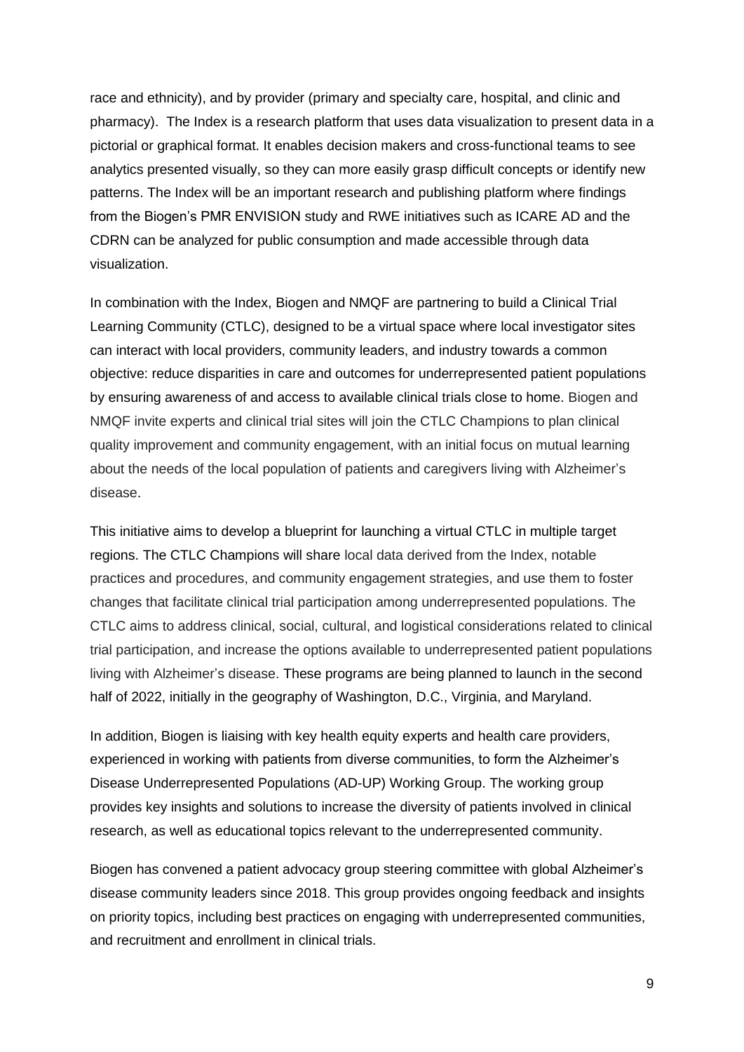race and ethnicity), and by provider (primary and specialty care, hospital, and clinic and pharmacy). The Index is a research platform that uses data visualization to present data in a pictorial or graphical format. It enables decision makers and cross-functional teams to see analytics presented visually, so they can more easily grasp difficult concepts or identify new patterns. The Index will be an important research and publishing platform where findings from the Biogen's PMR ENVISION study and RWE initiatives such as ICARE AD and the CDRN can be analyzed for public consumption and made accessible through data visualization.

In combination with the Index, Biogen and NMQF are partnering to build a Clinical Trial Learning Community (CTLC), designed to be a virtual space where local investigator sites can interact with local providers, community leaders, and industry towards a common objective: reduce disparities in care and outcomes for underrepresented patient populations by ensuring awareness of and access to available clinical trials close to home. Biogen and NMQF invite experts and clinical trial sites will join the CTLC Champions to plan clinical quality improvement and community engagement, with an initial focus on mutual learning about the needs of the local population of patients and caregivers living with Alzheimer's disease.

This initiative aims to develop a blueprint for launching a virtual CTLC in multiple target regions. The CTLC Champions will share local data derived from the Index, notable practices and procedures, and community engagement strategies, and use them to foster changes that facilitate clinical trial participation among underrepresented populations. The CTLC aims to address clinical, social, cultural, and logistical considerations related to clinical trial participation, and increase the options available to underrepresented patient populations living with Alzheimer's disease. These programs are being planned to launch in the second half of 2022, initially in the geography of Washington, D.C., Virginia, and Maryland.

In addition, Biogen is liaising with key health equity experts and health care providers, experienced in working with patients from diverse communities, to form the Alzheimer's Disease Underrepresented Populations (AD-UP) Working Group. The working group provides key insights and solutions to increase the diversity of patients involved in clinical research, as well as educational topics relevant to the underrepresented community.

Biogen has convened a patient advocacy group steering committee with global Alzheimer's disease community leaders since 2018. This group provides ongoing feedback and insights on priority topics, including best practices on engaging with underrepresented communities, and recruitment and enrollment in clinical trials.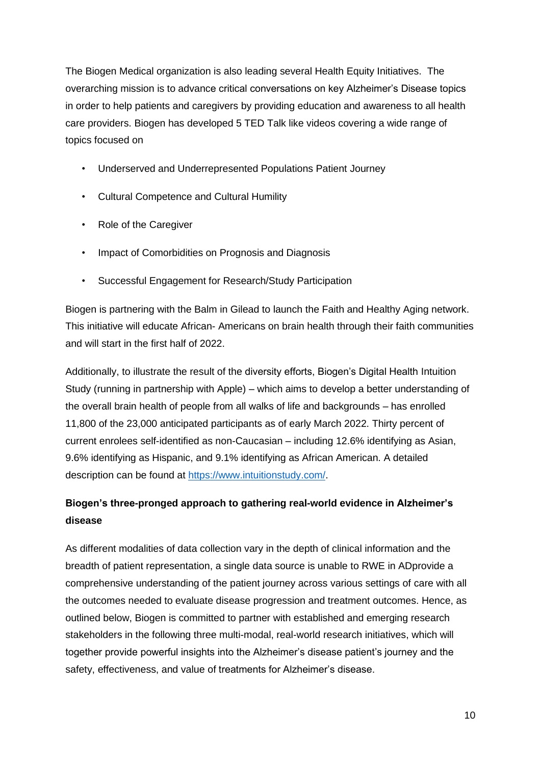The Biogen Medical organization is also leading several Health Equity Initiatives.  The overarching mission is to advance critical conversations on key Alzheimer's Disease topics in order to help patients and caregivers by providing education and awareness to all health care providers. Biogen has developed 5 TED Talk like videos covering a wide range of topics focused on

- Underserved and Underrepresented Populations Patient Journey
- Cultural Competence and Cultural Humility
- Role of the Caregiver
- Impact of Comorbidities on Prognosis and Diagnosis
- Successful Engagement for Research/Study Participation

Biogen is partnering with the Balm in Gilead to launch the Faith and Healthy Aging network. This initiative will educate African- Americans on brain health through their faith communities and will start in the first half of 2022.

Additionally, to illustrate the result of the diversity efforts, Biogen's Digital Health Intuition Study (running in partnership with Apple) – which aims to develop a better understanding of the overall brain health of people from all walks of life and backgrounds – has enrolled 11,800 of the 23,000 anticipated participants as of early March 2022. Thirty percent of current enrolees self-identified as non-Caucasian – including 12.6% identifying as Asian, 9.6% identifying as Hispanic, and 9.1% identifying as African American. A detailed description can be found at [https://www.intuitionstudy.com/](https://www.intuitionstudy.com/).

**Biogen's three-pronged approach to gathering real-world evidence in Alzheimer's disease**

As different modalities of data collection vary in the depth of clinical information and the breadth of patient representation, a single data source is unable to RWE in ADprovide a comprehensive understanding of the patient journey across various settings of care with all the outcomes needed to evaluate disease progression and treatment outcomes. Hence, as outlined below, Biogen is committed to partner with established and emerging research stakeholders in the following three multi-modal, real-world research initiatives, which will together provide powerful insights into the Alzheimer's disease patient's journey and the safety, effectiveness, and value of treatments for Alzheimer's disease.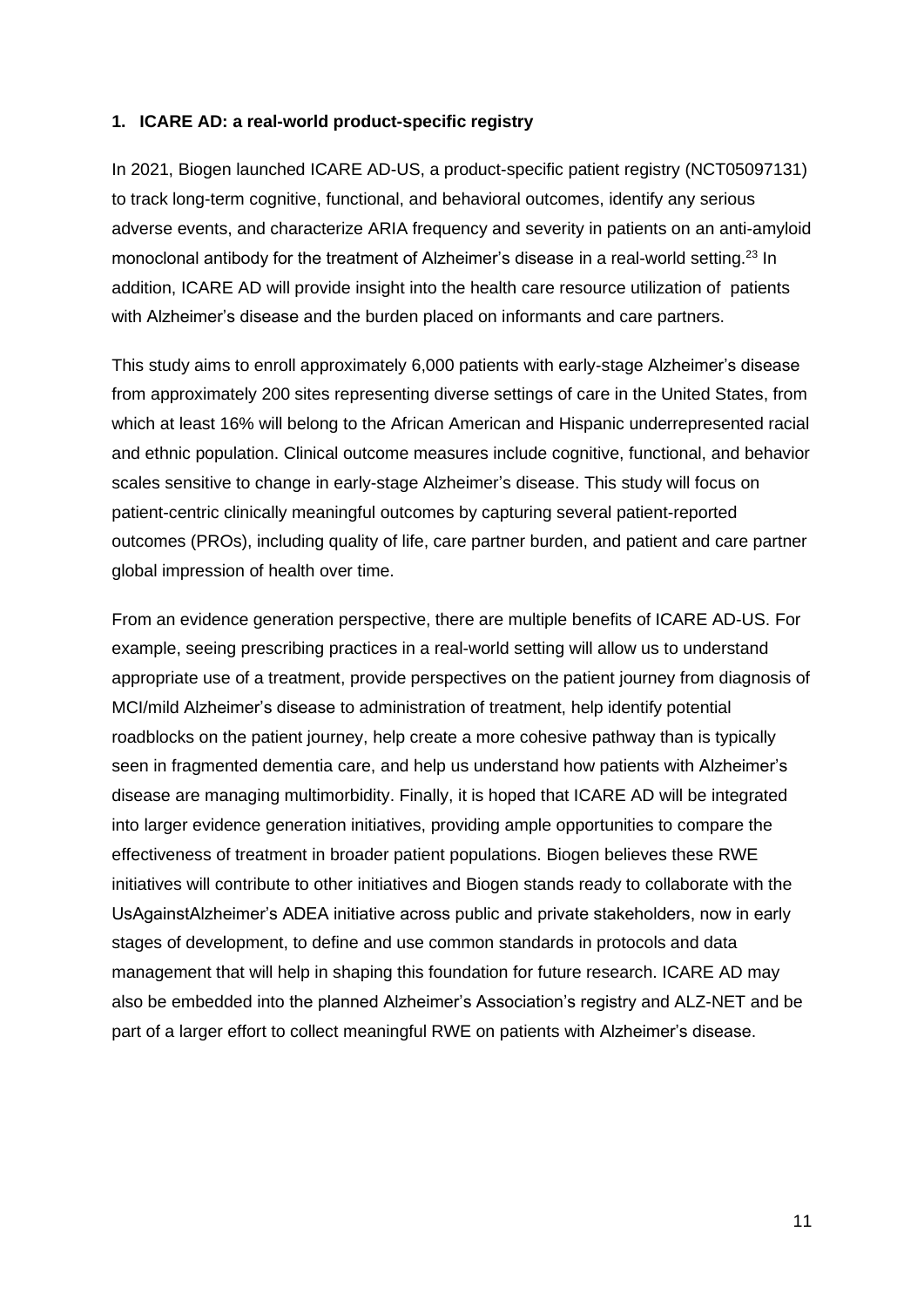## 1. ICARE AD: a real-world product-specific registry

In 2021, Biogen launched ICARE AD-US, a product-specific patient registry (NCT05097131) to track long-term cognitive, functional, and behavioral outcomes, identify any serious adverse events, and characterize ARIA frequency and severity in patients on an anti-amyloid monoclonal antibody for the treatment of Alzheimer's disease in a real-world setting.[23] In addition, ICARE AD will provide insight into the health care resource utilization of patients with Alzheimer's disease and the burden placed on informants and care partners.

This study aims to enroll approximately 6,000 patients with early-stage Alzheimer's disease from approximately 200 sites representing diverse settings of care in the United States, from which at least 16% will belong to the African American and Hispanic underrepresented racial and ethnic population. Clinical outcome measures include cognitive, functional, and behavior scales sensitive to change in early-stage Alzheimer's disease. This study will focus on patient-centric clinically meaningful outcomes by capturing several patient-reported outcomes (PROs), including quality of life, care partner burden, and patient and care partner global impression of health over time.

From an evidence generation perspective, there are multiple benefits of ICARE AD-US. For example, seeing prescribing practices in a real-world setting will allow us to understand appropriate use of a treatment, provide perspectives on the patient journey from diagnosis of MCI/mild Alzheimer's disease to administration of treatment, help identify potential roadblocks on the patient journey, help create a more cohesive pathway than is typically seen in fragmented dementia care, and help us understand how patients with Alzheimer's disease are managing multimorbidity. Finally, it is hoped that ICARE AD will be integrated into larger evidence generation initiatives, providing ample opportunities to compare the effectiveness of treatment in broader patient populations. Biogen believes these RWE initiatives will contribute to other initiatives and Biogen stands ready to collaborate with the UsAgainstAlzheimer's ADEA initiative across public and private stakeholders, now in early stages of development, to define and use common standards in protocols and data management that will help in shaping this foundation for future research. ICARE AD may also be embedded into the planned Alzheimer's Association's registry and ALZ-NET and be part of a larger effort to collect meaningful RWE on patients with Alzheimer's disease.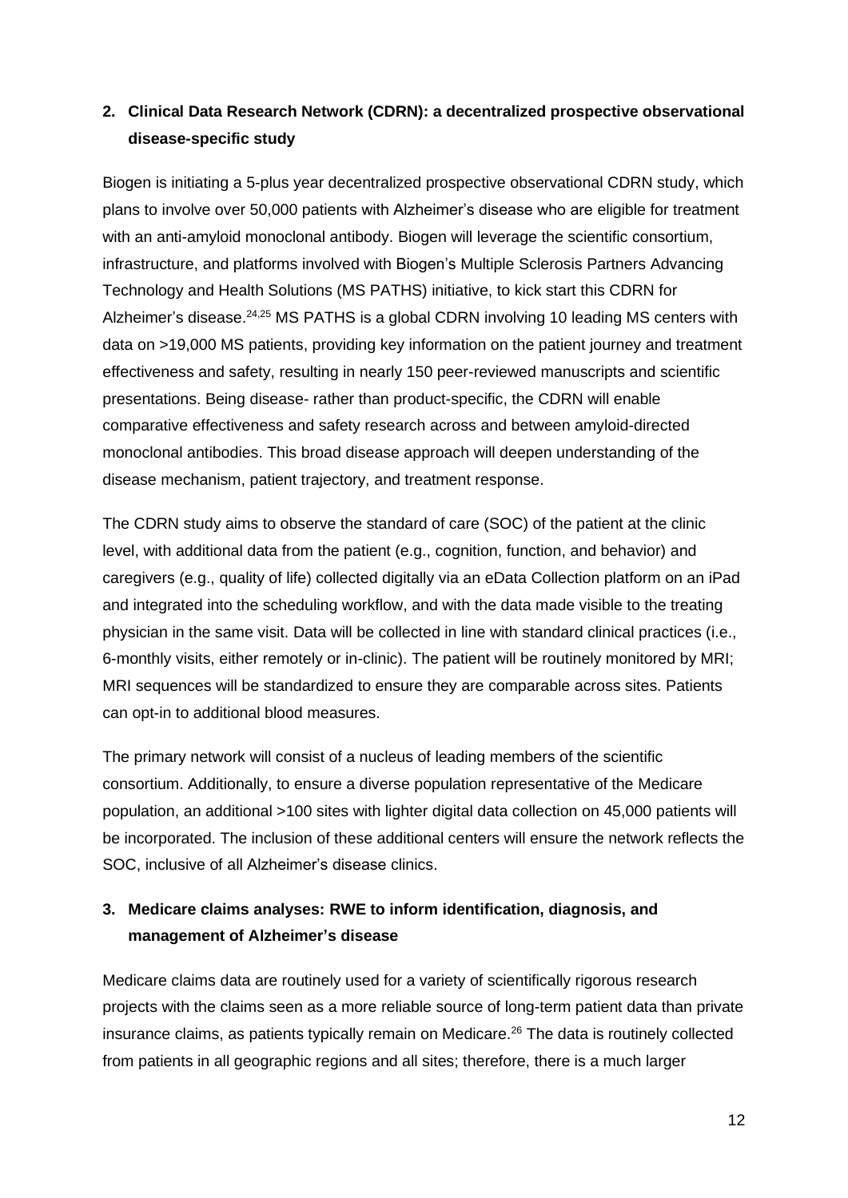## 2. Clinical Data Research Network (CDRN): a decentralized prospective observational disease-specific study

Biogen is initiating a 5-plus year decentralized prospective observational CDRN study, which plans to involve over 50,000 patients with Alzheimer's disease who are eligible for treatment with an anti-amyloid monoclonal antibody. Biogen will leverage the scientific consortium, infrastructure, and platforms involved with Biogen's Multiple Sclerosis Partners Advancing Technology and Health Solutions (MS PATHS) initiative, to kick start this CDRN for Alzheimer's disease.[24,25] MS PATHS is a global CDRN involving 10 leading MS centers with data on >19,000 MS patients, providing key information on the patient journey and treatment effectiveness and safety, resulting in nearly 150 peer-reviewed manuscripts and scientific presentations. Being disease- rather than product-specific, the CDRN will enable comparative effectiveness and safety research across and between amyloid-directed monoclonal antibodies. This broad disease approach will deepen understanding of the disease mechanism, patient trajectory, and treatment response.

The CDRN study aims to observe the standard of care (SOC) of the patient at the clinic level, with additional data from the patient (e.g., cognition, function, and behavior) and caregivers (e.g., quality of life) collected digitally via an eData Collection platform on an iPad and integrated into the scheduling workflow, and with the data made visible to the treating physician in the same visit. Data will be collected in line with standard clinical practices (i.e., 6-monthly visits, either remotely or in-clinic). The patient will be routinely monitored by MRI; MRI sequences will be standardized to ensure they are comparable across sites. Patients can opt-in to additional blood measures.

The primary network will consist of a nucleus of leading members of the scientific consortium. Additionally, to ensure a diverse population representative of the Medicare population, an additional >100 sites with lighter digital data collection on 45,000 patients will be incorporated. The inclusion of these additional centers will ensure the network reflects the SOC, inclusive of all Alzheimer's disease clinics.

## 3. Medicare claims analyses: RWE to inform identification, diagnosis, and management of Alzheimer's disease

Medicare claims data are routinely used for a variety of scientifically rigorous research projects with the claims seen as a more reliable source of long-term patient data than private insurance claims, as patients typically remain on Medicare.[26] The data is routinely collected from patients in all geographic regions and all sites; therefore, there is a much larger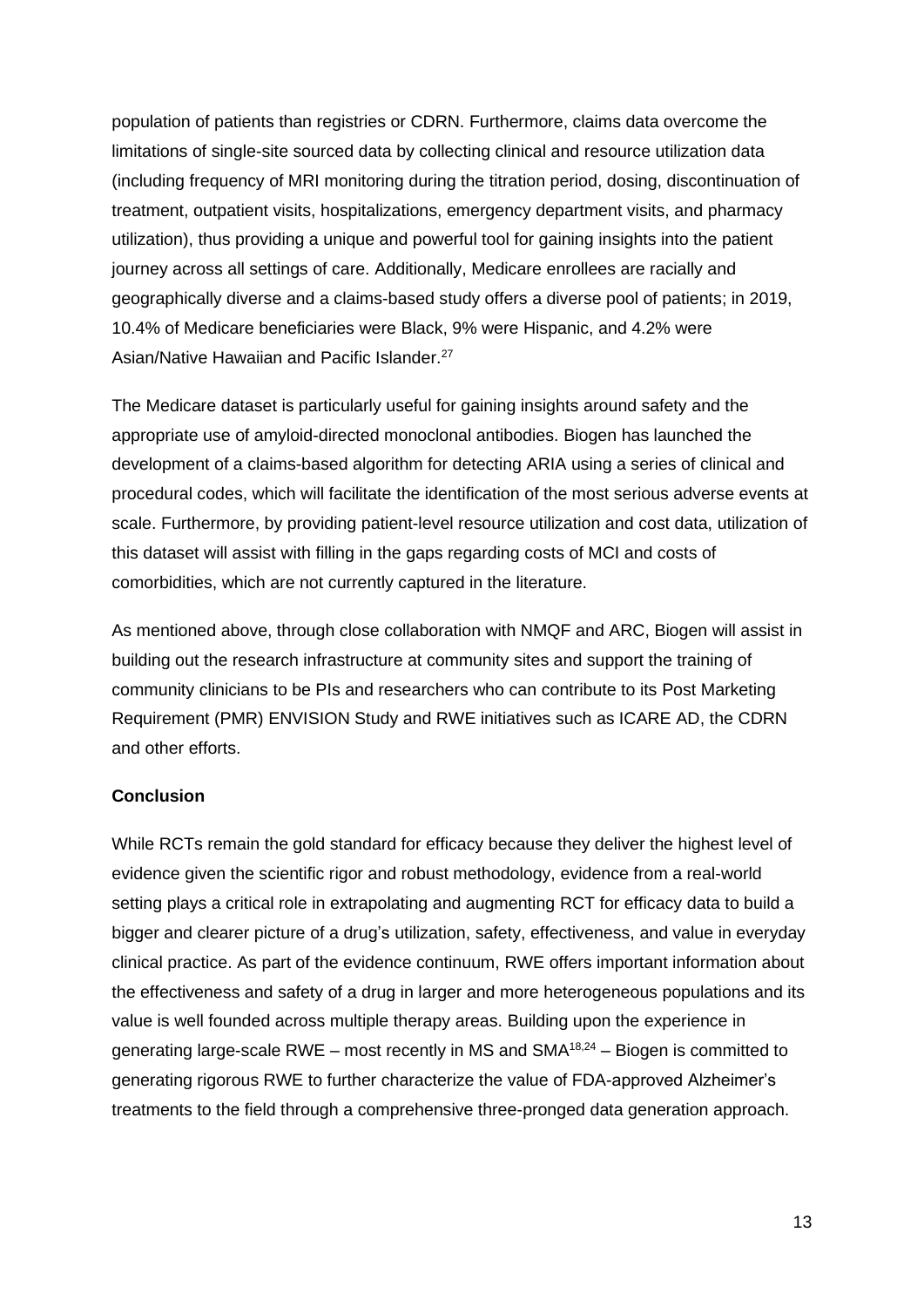population of patients than registries or CDRN. Furthermore, claims data overcome the limitations of single-site sourced data by collecting clinical and resource utilization data (including frequency of MRI monitoring during the titration period, dosing, discontinuation of treatment, outpatient visits, hospitalizations, emergency department visits, and pharmacy utilization), thus providing a unique and powerful tool for gaining insights into the patient journey across all settings of care. Additionally, Medicare enrollees are racially and geographically diverse and a claims-based study offers a diverse pool of patients; in 2019, 10.4% of Medicare beneficiaries were Black, 9% were Hispanic, and 4.2% were Asian/Native Hawaiian and Pacific Islander.[27]

The Medicare dataset is particularly useful for gaining insights around safety and the appropriate use of amyloid-directed monoclonal antibodies. Biogen has launched the development of a claims-based algorithm for detecting ARIA using a series of clinical and procedural codes, which will facilitate the identification of the most serious adverse events at scale. Furthermore, by providing patient-level resource utilization and cost data, utilization of this dataset will assist with filling in the gaps regarding costs of MCI and costs of comorbidities, which are not currently captured in the literature.

As mentioned above, through close collaboration with NMQF and ARC, Biogen will assist in building out the research infrastructure at community sites and support the training of community clinicians to be PIs and researchers who can contribute to its Post Marketing Requirement (PMR) ENVISION Study and RWE initiatives such as ICARE AD, the CDRN and other efforts.

**Conclusion**

While RCTs remain the gold standard for efficacy because they deliver the highest level of evidence given the scientific rigor and robust methodology, evidence from a real-world setting plays a critical role in extrapolating and augmenting RCT for efficacy data to build a bigger and clearer picture of a drug's utilization, safety, effectiveness, and value in everyday clinical practice. As part of the evidence continuum, RWE offers important information about the effectiveness and safety of a drug in larger and more heterogeneous populations and its value is well founded across multiple therapy areas. Building upon the experience in generating large-scale RWE – most recently in MS and SMA[18,24] – Biogen is committed to generating rigorous RWE to further characterize the value of FDA-approved Alzheimer's treatments to the field through a comprehensive three-pronged data generation approach.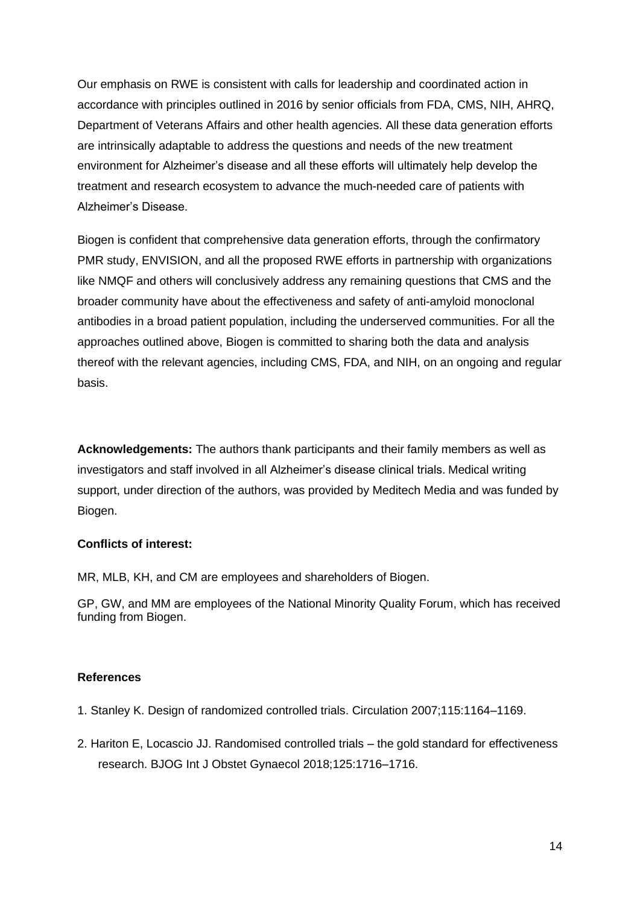Our emphasis on RWE is consistent with calls for leadership and coordinated action in accordance with principles outlined in 2016 by senior officials from FDA, CMS, NIH, AHRQ, Department of Veterans Affairs and other health agencies. All these data generation efforts are intrinsically adaptable to address the questions and needs of the new treatment environment for Alzheimer's disease and all these efforts will ultimately help develop the treatment and research ecosystem to advance the much-needed care of patients with Alzheimer's Disease.

Biogen is confident that comprehensive data generation efforts, through the confirmatory PMR study, ENVISION, and all the proposed RWE efforts in partnership with organizations like NMQF and others will conclusively address any remaining questions that CMS and the broader community have about the effectiveness and safety of anti-amyloid monoclonal antibodies in a broad patient population, including the underserved communities. For all the approaches outlined above, Biogen is committed to sharing both the data and analysis thereof with the relevant agencies, including CMS, FDA, and NIH, on an ongoing and regular basis.

**Acknowledgements:** The authors thank participants and their family members as well as investigators and staff involved in all Alzheimer's disease clinical trials. Medical writing support, under direction of the authors, was provided by Meditech Media and was funded by Biogen.

**Conflicts of interest:**

MR, MLB, KH, and CM are employees and shareholders of Biogen.

GP, GW, and MM are employees of the National Minority Quality Forum, which has received funding from Biogen.

**References**

1. Stanley K. Design of randomized controlled trials. Circulation 2007;115:1164–1169.

2. Hariton E, Locascio JJ. Randomised controlled trials – the gold standard for effectiveness research. BJOG Int J Obstet Gynaecol 2018;125:1716–1716.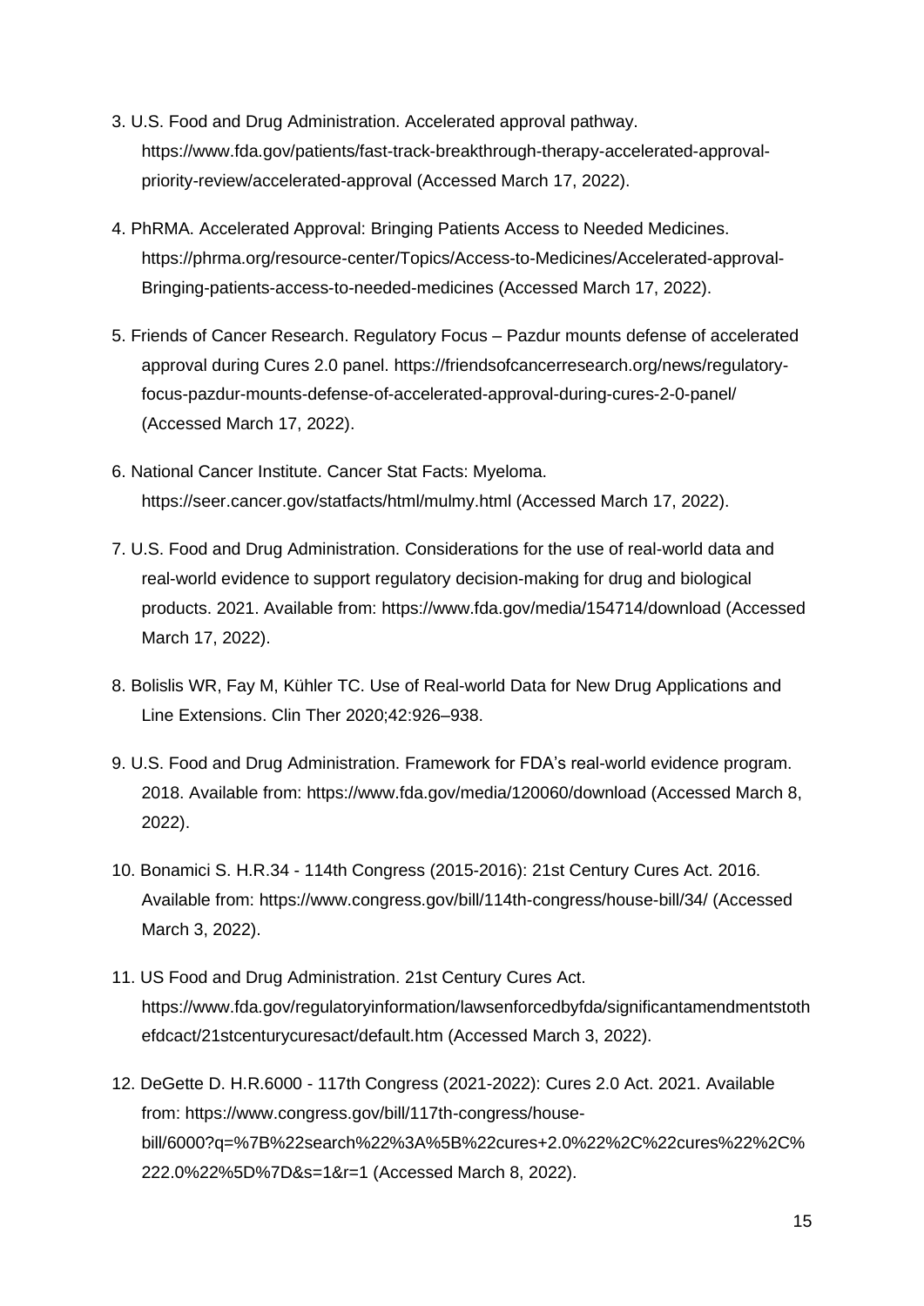3. U.S. Food and Drug Administration. Accelerated approval pathway. https://www.fda.gov/patients/fast-track-breakthrough-therapy-accelerated-approval-priority-review/accelerated-approval (Accessed March 17, 2022).

4. PhRMA. Accelerated Approval: Bringing Patients Access to Needed Medicines. https://phrma.org/resource-center/Topics/Access-to-Medicines/Accelerated-approval-Bringing-patients-access-to-needed-medicines (Accessed March 17, 2022).

5. Friends of Cancer Research. Regulatory Focus – Pazdur mounts defense of accelerated approval during Cures 2.0 panel. https://friendsofcancerresearch.org/news/regulatory-focus-pazdur-mounts-defense-of-accelerated-approval-during-cures-2-0-panel/ (Accessed March 17, 2022).

6. National Cancer Institute. Cancer Stat Facts: Myeloma. https://seer.cancer.gov/statfacts/html/mulmy.html (Accessed March 17, 2022).

7. U.S. Food and Drug Administration. Considerations for the use of real-world data and real-world evidence to support regulatory decision-making for drug and biological products. 2021. Available from: https://www.fda.gov/media/154714/download (Accessed March 17, 2022).

8. Bolislis WR, Fay M, Kühler TC. Use of Real-world Data for New Drug Applications and Line Extensions. Clin Ther 2020;42:926–938.

9. U.S. Food and Drug Administration. Framework for FDA's real-world evidence program. 2018. Available from: https://www.fda.gov/media/120060/download (Accessed March 8, 2022).

10. Bonamici S. H.R.34 - 114th Congress (2015-2016): 21st Century Cures Act. 2016. Available from: https://www.congress.gov/bill/114th-congress/house-bill/34/ (Accessed March 3, 2022).

11. US Food and Drug Administration. 21st Century Cures Act. https://www.fda.gov/regulatoryinformation/lawsenforcedbyfda/significantamendmentstothefdcact/21stcenturycuresact/default.htm (Accessed March 3, 2022).

12. DeGette D. H.R.6000 - 117th Congress (2021-2022): Cures 2.0 Act. 2021. Available from: https://www.congress.gov/bill/117th-congress/house-bill/6000?q=%7B%22search%22%3A%5B%22cures+2.0%22%2C%22cures%22%2C%222.0%22%5D%7D&s=1&r=1 (Accessed March 8, 2022).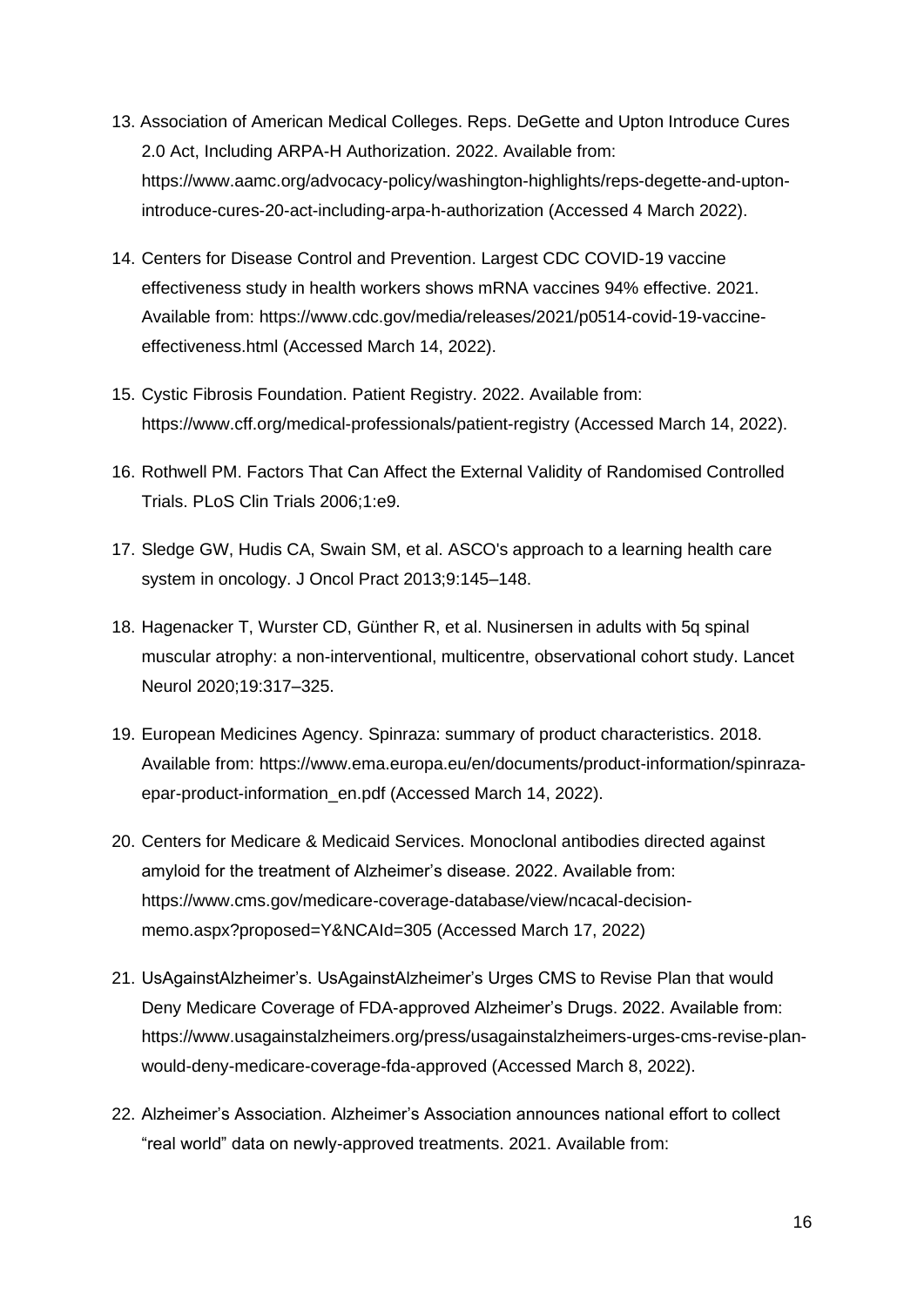13. Association of American Medical Colleges. Reps. DeGette and Upton Introduce Cures 2.0 Act, Including ARPA-H Authorization. 2022. Available from: https://www.aamc.org/advocacy-policy/washington-highlights/reps-degette-and-upton-introduce-cures-20-act-including-arpa-h-authorization (Accessed 4 March 2022).

14. Centers for Disease Control and Prevention. Largest CDC COVID-19 vaccine effectiveness study in health workers shows mRNA vaccines 94% effective. 2021. Available from: https://www.cdc.gov/media/releases/2021/p0514-covid-19-vaccine-effectiveness.html (Accessed March 14, 2022).

15. Cystic Fibrosis Foundation. Patient Registry. 2022. Available from: https://www.cff.org/medical-professionals/patient-registry (Accessed March 14, 2022).

16. Rothwell PM. Factors That Can Affect the External Validity of Randomised Controlled Trials. PLoS Clin Trials 2006;1:e9.

17. Sledge GW, Hudis CA, Swain SM, et al. ASCO's approach to a learning health care system in oncology. J Oncol Pract 2013;9:145–148.

18. Hagenacker T, Wurster CD, Günther R, et al. Nusinersen in adults with 5q spinal muscular atrophy: a non-interventional, multicentre, observational cohort study. Lancet Neurol 2020;19:317–325.

19. European Medicines Agency. Spinraza: summary of product characteristics. 2018. Available from: https://www.ema.europa.eu/en/documents/product-information/spinraza-epar-product-information_en.pdf (Accessed March 14, 2022).

20. Centers for Medicare & Medicaid Services. Monoclonal antibodies directed against amyloid for the treatment of Alzheimer's disease. 2022. Available from: https://www.cms.gov/medicare-coverage-database/view/ncacal-decision-memo.aspx?proposed=Y&NCAId=305 (Accessed March 17, 2022)

21. UsAgainstAlzheimer's. UsAgainstAlzheimer's Urges CMS to Revise Plan that would Deny Medicare Coverage of FDA-approved Alzheimer's Drugs. 2022. Available from: https://www.usagainstalzheimers.org/press/usagainstalzheimers-urges-cms-revise-plan-would-deny-medicare-coverage-fda-approved (Accessed March 8, 2022).

22. Alzheimer's Association. Alzheimer's Association announces national effort to collect "real world" data on newly-approved treatments. 2021. Available from: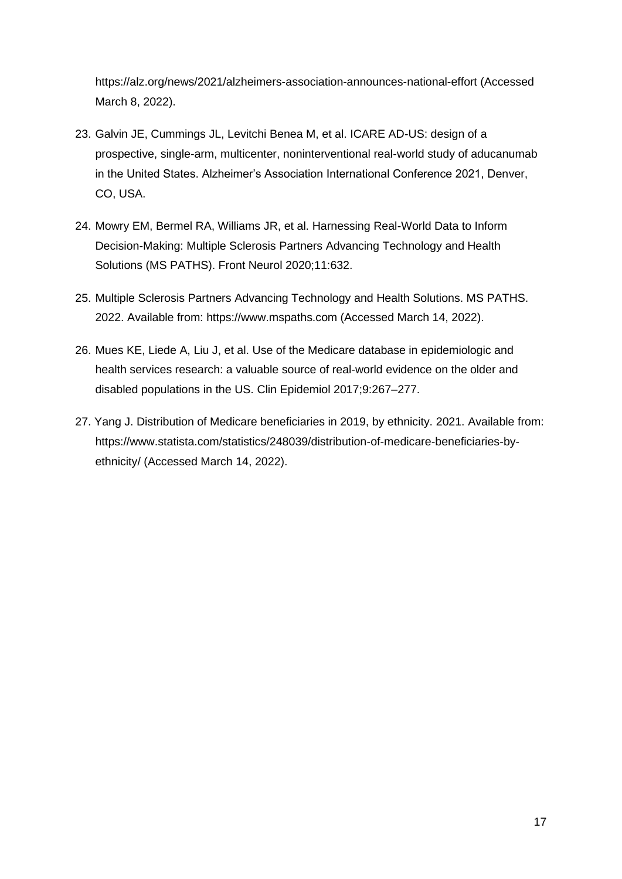https://alz.org/news/2021/alzheimers-association-announces-national-effort (Accessed March 8, 2022).

23. Galvin JE, Cummings JL, Levitchi Benea M, et al. ICARE AD-US: design of a prospective, single-arm, multicenter, noninterventional real-world study of aducanumab in the United States. Alzheimer's Association International Conference 2021, Denver, CO, USA.

24. Mowry EM, Bermel RA, Williams JR, et al. Harnessing Real-World Data to Inform Decision-Making: Multiple Sclerosis Partners Advancing Technology and Health Solutions (MS PATHS). Front Neurol 2020;11:632.

25. Multiple Sclerosis Partners Advancing Technology and Health Solutions. MS PATHS. 2022. Available from: https://www.mspaths.com (Accessed March 14, 2022).

26. Mues KE, Liede A, Liu J, et al. Use of the Medicare database in epidemiologic and health services research: a valuable source of real-world evidence on the older and disabled populations in the US. Clin Epidemiol 2017;9:267–277.

27. Yang J. Distribution of Medicare beneficiaries in 2019, by ethnicity. 2021. Available from: https://www.statista.com/statistics/248039/distribution-of-medicare-beneficiaries-by-ethnicity/ (Accessed March 14, 2022).